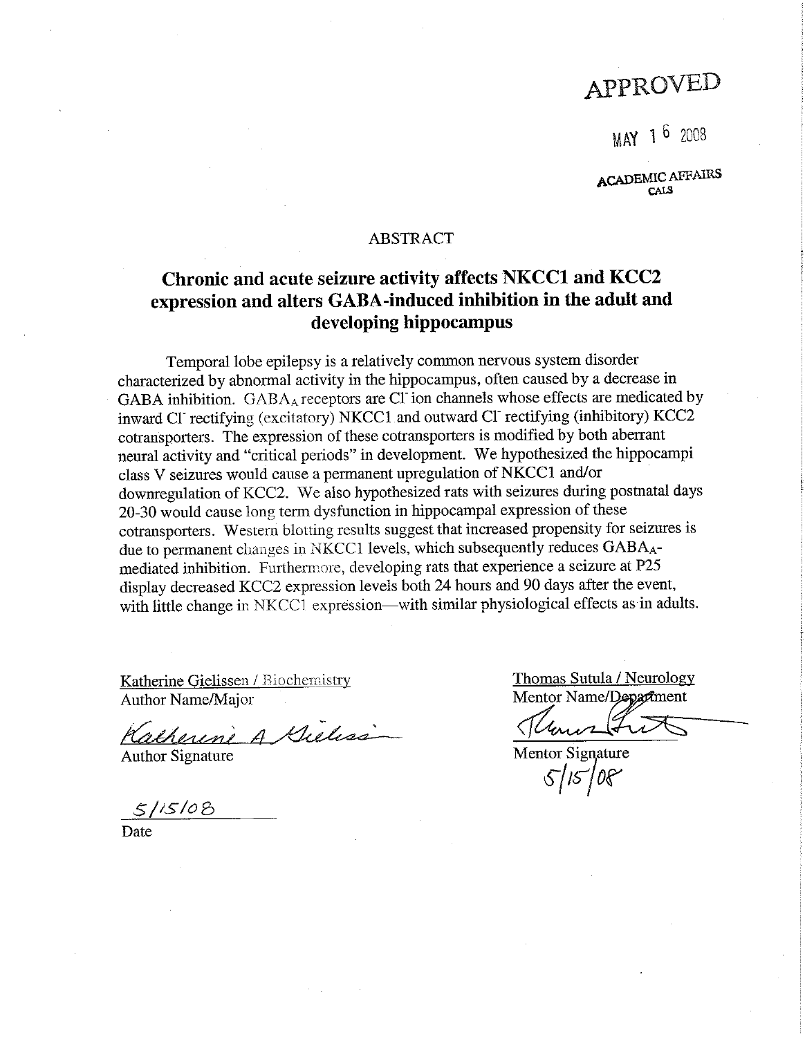APPROVED

MAY 16 2008

ACADEMIC AFFAIRS
CALS

ABSTRACT

# Chronic and acute seizure activity affects NKCC1 and KCC2 expression and alters GABA-induced inhibition in the adult and developing hippocampus

Temporal lobe epilepsy is a relatively common nervous system disorder characterized by abnormal activity in the hippocampus, often caused by a decrease in GABA inhibition. $GABA_A$ receptors are $Cl^-$ ion channels whose effects are medicated by inward $Cl^-$ rectifying (excitatory) NKCC1 and outward $Cl^-$ rectifying (inhibitory) KCC2 cotransporters. The expression of these cotransporters is modified by both aberrant neural activity and "critical periods" in development. We hypothesized the hippocampi class V seizures would cause a permanent upregulation of NKCC1 and/or downregulation of KCC2. We also hypothesized rats with seizures during postnatal days 20-30 would cause long term dysfunction in hippocampal expression of these cotransporters. Western blotting results suggest that increased propensity for seizures is due to permanent changes in NKCC1 levels, which subsequently reduces $GABA_A$-mediated inhibition. Furthermore, developing rats that experience a seizure at P25 display decreased KCC2 expression levels both 24 hours and 90 days after the event, with little change in NKCC1 expression—with similar physiological effects as in adults.

Katherine Gielissen / Biochemistry
Author Name/Major

Katherine A Gielissen
Author Signature

5/15/08
Date

Thomas Sutula / Neurology
Mentor Name/Department

Thomas Sutula
Mentor Signature
5/15/08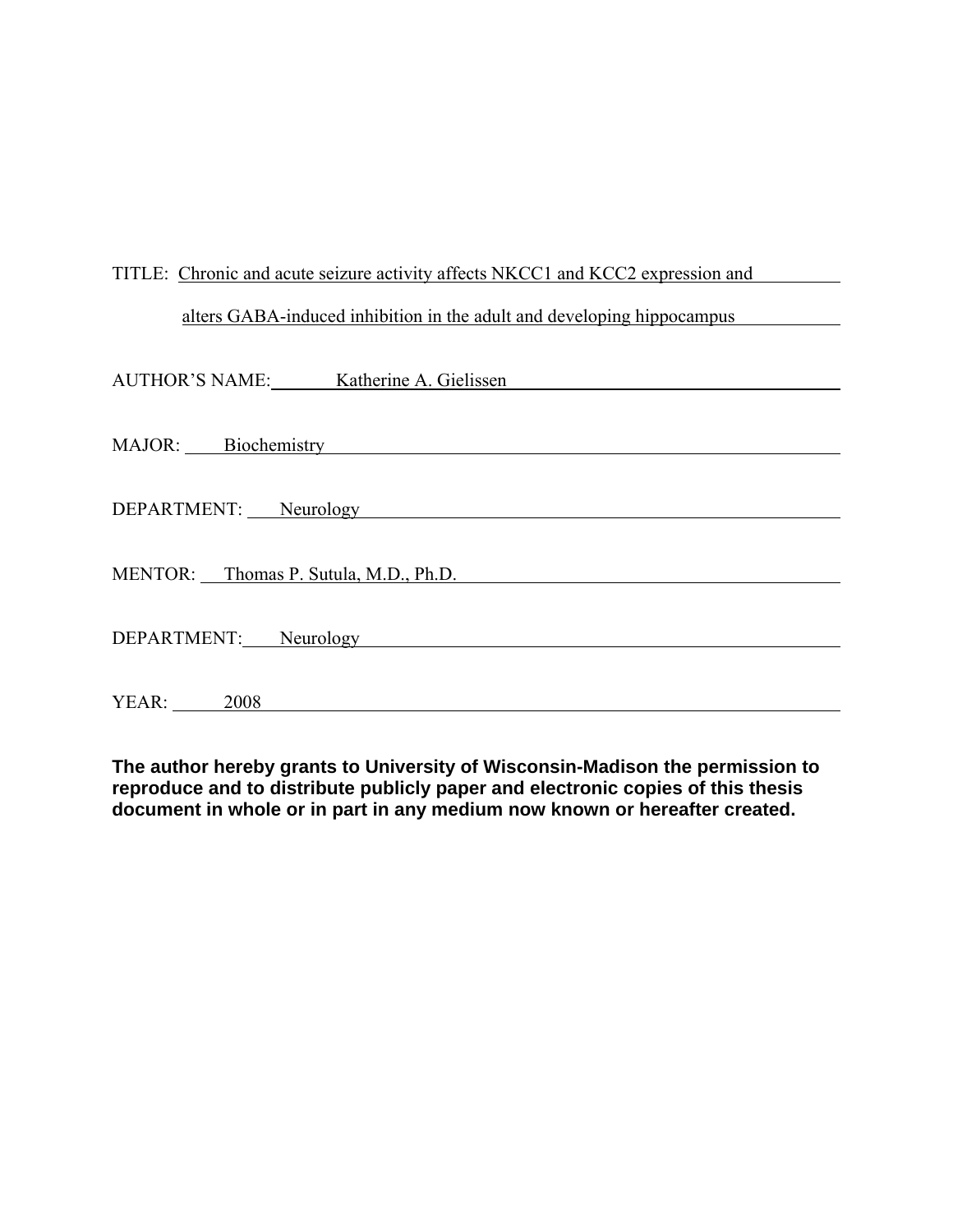TITLE: Chronic and acute seizure activity affects NKCC1 and KCC2 expression and alters GABA-induced inhibition in the adult and developing hippocampus

AUTHOR'S NAME: Katherine A. Gielissen

MAJOR: Biochemistry

DEPARTMENT: Neurology

MENTOR: Thomas P. Sutula, M.D., Ph.D.

DEPARTMENT: Neurology

YEAR: 2008

**The author hereby grants to University of Wisconsin-Madison the permission to reproduce and to distribute publicly paper and electronic copies of this thesis document in whole or in part in any medium now known or hereafter created.**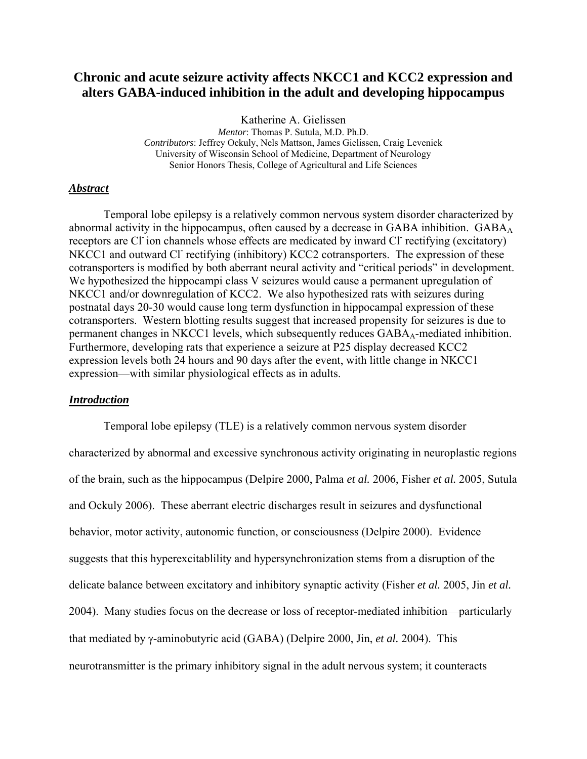# Chronic and acute seizure activity affects NKCC1 and KCC2 expression and alters GABA-induced inhibition in the adult and developing hippocampus

Katherine A. Gielissen

*Mentor*: Thomas P. Sutula, M.D. Ph.D.
*Contributors*: Jeffrey Ockuly, Nels Mattson, James Gielissen, Craig Levenick
University of Wisconsin School of Medicine, Department of Neurology
Senior Honors Thesis, College of Agricultural and Life Sciences

## ***Abstract***

Temporal lobe epilepsy is a relatively common nervous system disorder characterized by abnormal activity in the hippocampus, often caused by a decrease in GABA inhibition. $GABA_A$ receptors are $Cl^-$ ion channels whose effects are medicated by inward $Cl^-$ rectifying (excitatory) NKCC1 and outward $Cl^-$ rectifying (inhibitory) KCC2 cotransporters. The expression of these cotransporters is modified by both aberrant neural activity and "critical periods" in development. We hypothesized the hippocampi class V seizures would cause a permanent upregulation of NKCC1 and/or downregulation of KCC2. We also hypothesized rats with seizures during postnatal days 20-30 would cause long term dysfunction in hippocampal expression of these cotransporters. Western blotting results suggest that increased propensity for seizures is due to permanent changes in NKCC1 levels, which subsequently reduces $GABA_A$-mediated inhibition. Furthermore, developing rats that experience a seizure at P25 display decreased KCC2 expression levels both 24 hours and 90 days after the event, with little change in NKCC1 expression—with similar physiological effects as in adults.

## ***Introduction***

Temporal lobe epilepsy (TLE) is a relatively common nervous system disorder characterized by abnormal and excessive synchronous activity originating in neuroplastic regions of the brain, such as the hippocampus (Delpire 2000, Palma *et al.* 2006, Fisher *et al.* 2005, Sutula and Ockuly 2006). These aberrant electric discharges result in seizures and dysfunctional behavior, motor activity, autonomic function, or consciousness (Delpire 2000). Evidence suggests that this hyperexcitablility and hypersynchronization stems from a disruption of the delicate balance between excitatory and inhibitory synaptic activity (Fisher *et al.* 2005, Jin *et al.* 2004). Many studies focus on the decrease or loss of receptor-mediated inhibition—particularly that mediated by γ-aminobutyric acid (GABA) (Delpire 2000, Jin, *et al.* 2004). This neurotransmitter is the primary inhibitory signal in the adult nervous system; it counteracts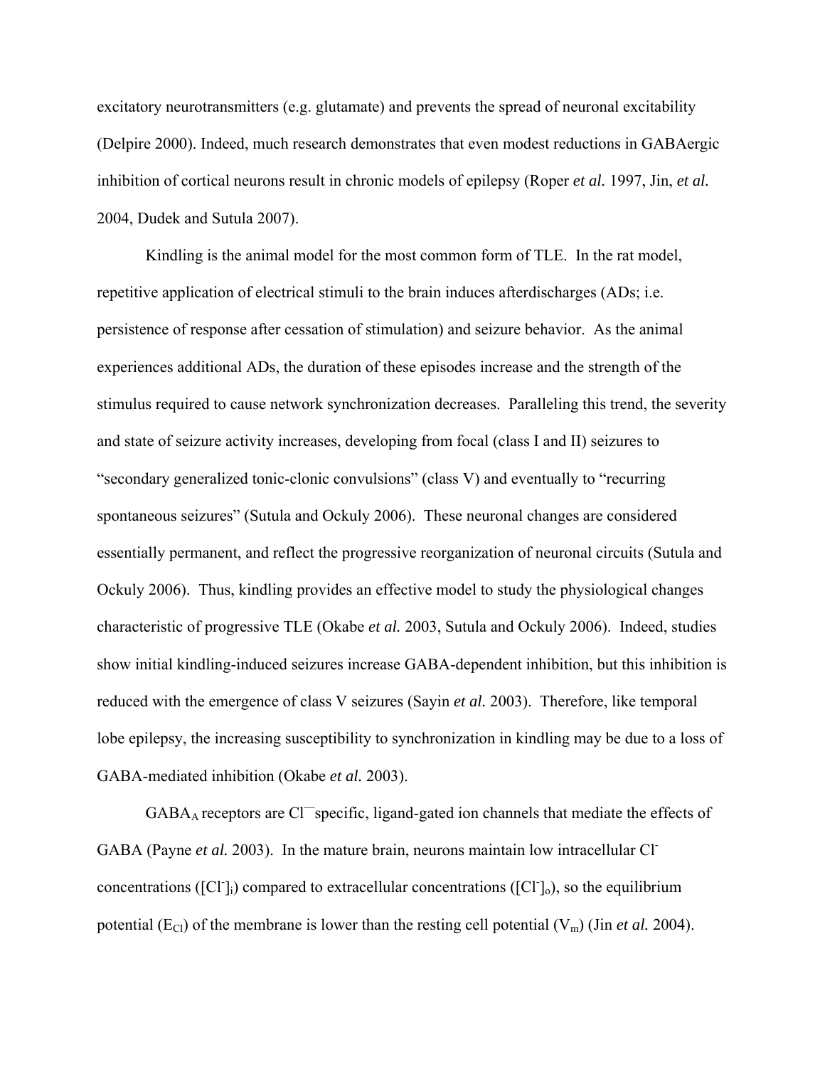excitatory neurotransmitters (e.g. glutamate) and prevents the spread of neuronal excitability (Delpire 2000). Indeed, much research demonstrates that even modest reductions in GABAergic inhibition of cortical neurons result in chronic models of epilepsy (Roper *et al.* 1997, Jin, *et al.* 2004, Dudek and Sutula 2007).

Kindling is the animal model for the most common form of TLE. In the rat model, repetitive application of electrical stimuli to the brain induces afterdischarges (ADs; i.e. persistence of response after cessation of stimulation) and seizure behavior. As the animal experiences additional ADs, the duration of these episodes increase and the strength of the stimulus required to cause network synchronization decreases. Paralleling this trend, the severity and state of seizure activity increases, developing from focal (class I and II) seizures to "secondary generalized tonic-clonic convulsions" (class V) and eventually to "recurring spontaneous seizures" (Sutula and Ockuly 2006). These neuronal changes are considered essentially permanent, and reflect the progressive reorganization of neuronal circuits (Sutula and Ockuly 2006). Thus, kindling provides an effective model to study the physiological changes characteristic of progressive TLE (Okabe *et al.* 2003, Sutula and Ockuly 2006). Indeed, studies show initial kindling-induced seizures increase GABA-dependent inhibition, but this inhibition is reduced with the emergence of class V seizures (Sayin *et al.* 2003). Therefore, like temporal lobe epilepsy, the increasing susceptibility to synchronization in kindling may be due to a loss of GABA-mediated inhibition (Okabe *et al.* 2003).

$GABA_A$ receptors are $Cl^-$ specific, ligand-gated ion channels that mediate the effects of GABA (Payne *et al.* 2003). In the mature brain, neurons maintain low intracellular $Cl^-$ concentrations ($[Cl^-]_i$) compared to extracellular concentrations ($[Cl^-]_o$), so the equilibrium potential ($E_{Cl}$) of the membrane is lower than the resting cell potential ($V_m$) (Jin *et al.* 2004).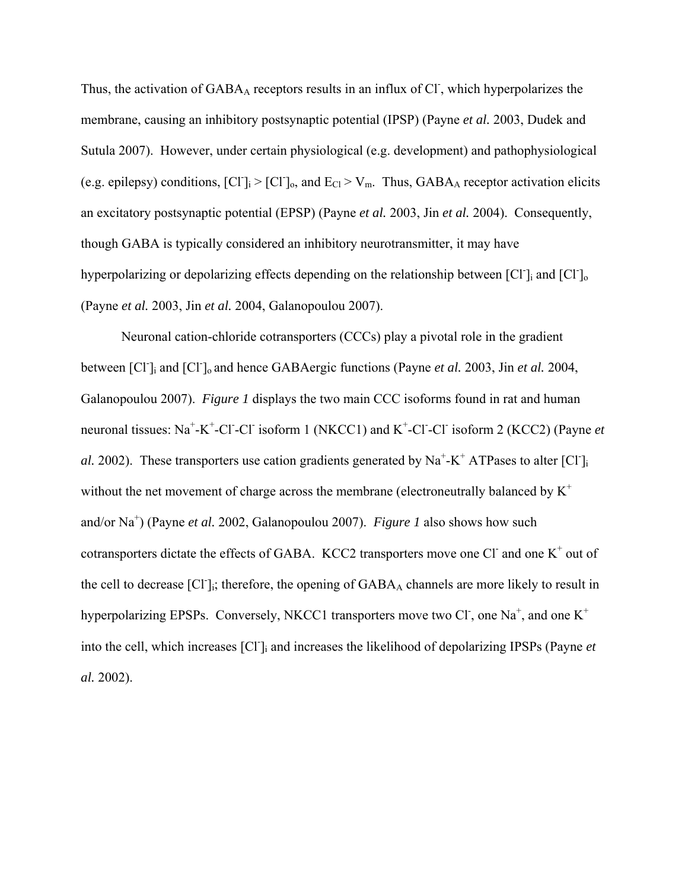Thus, the activation of $GABA_A$ receptors results in an influx of $Cl^-$, which hyperpolarizes the membrane, causing an inhibitory postsynaptic potential (IPSP) (Payne *et al.* 2003, Dudek and Sutula 2007). However, under certain physiological (e.g. development) and pathophysiological (e.g. epilepsy) conditions, $[Cl^-]_i > [Cl^-]_o$, and $E_{Cl} > V_m$. Thus, $GABA_A$ receptor activation elicits an excitatory postsynaptic potential (EPSP) (Payne *et al.* 2003, Jin *et al.* 2004). Consequently, though GABA is typically considered an inhibitory neurotransmitter, it may have hyperpolarizing or depolarizing effects depending on the relationship between $[Cl^-]_i$ and $[Cl^-]_o$ (Payne *et al.* 2003, Jin *et al.* 2004, Galanopoulou 2007).

Neuronal cation-chloride cotransporters (CCCs) play a pivotal role in the gradient between $[Cl^-]_i$ and $[Cl^-]_o$ and hence GABAergic functions (Payne *et al.* 2003, Jin *et al.* 2004, Galanopoulou 2007). *Figure 1* displays the two main CCC isoforms found in rat and human neuronal tissues: $Na^+$-$K^+$-$Cl^-$-$Cl^-$ isoform 1 (NKCC1) and $K^+$-$Cl^-$-$Cl^-$ isoform 2 (KCC2) (Payne *et al.* 2002). These transporters use cation gradients generated by $Na^+$-$K^+$ ATPases to alter $[Cl^-]_i$ without the net movement of charge across the membrane (electroneutrally balanced by $K^+$ and/or $Na^+$) (Payne *et al.* 2002, Galanopoulou 2007). *Figure 1* also shows how such cotransporters dictate the effects of GABA. KCC2 transporters move one $Cl^-$ and one $K^+$ out of the cell to decrease $[Cl^-]_i$; therefore, the opening of $GABA_A$ channels are more likely to result in hyperpolarizing EPSPs. Conversely, NKCC1 transporters move two $Cl^-$, one $Na^+$, and one $K^+$ into the cell, which increases $[Cl^-]_i$ and increases the likelihood of depolarizing IPSPs (Payne *et al.* 2002).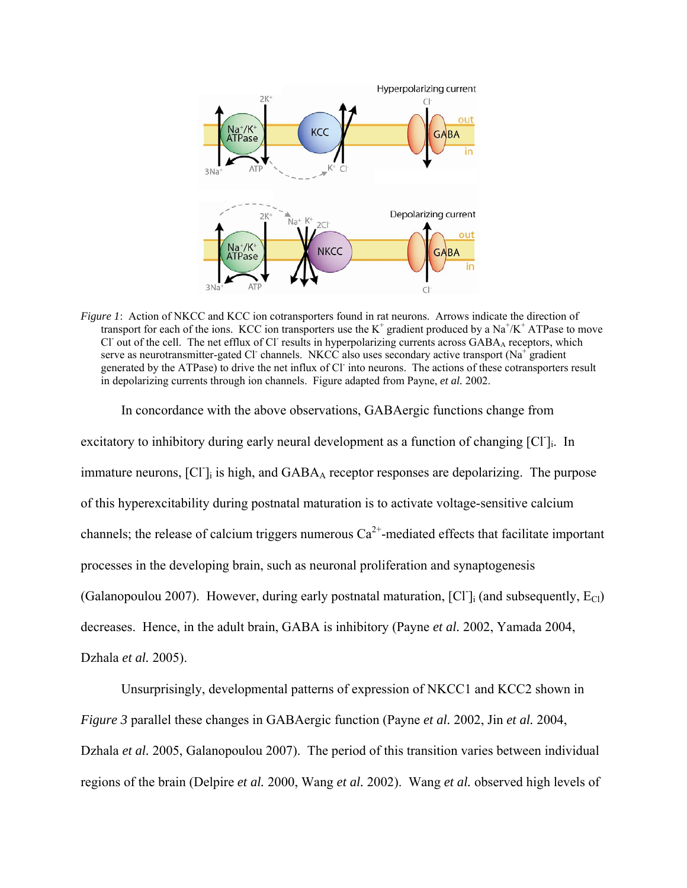*Figure 1*: Action of NKCC and KCC ion cotransporters found in rat neurons. Arrows indicate the direction of transport for each of the ions. KCC ion transporters use the $K^+$ gradient produced by a $Na^+/K^+$ ATPase to move $Cl^-$ out of the cell. The net efflux of $Cl^-$ results in hyperpolarizing currents across $GABA_A$ receptors, which serve as neurotransmitter-gated $Cl^-$ channels. NKCC also uses secondary active transport ($Na^+$ gradient generated by the ATPase) to drive the net influx of $Cl^-$ into neurons. The actions of these cotransporters result in depolarizing currents through ion channels. Figure adapted from Payne, *et al.* 2002.

In concordance with the above observations, GABAergic functions change from excitatory to inhibitory during early neural development as a function of changing $[Cl^-]_i$. In immature neurons, $[Cl^-]_i$ is high, and $GABA_A$ receptor responses are depolarizing. The purpose of this hyperexcitability during postnatal maturation is to activate voltage-sensitive calcium channels; the release of calcium triggers numerous $Ca^{2+}$-mediated effects that facilitate important processes in the developing brain, such as neuronal proliferation and synaptogenesis (Galanopoulou 2007). However, during early postnatal maturation, $[Cl^-]_i$ (and subsequently, $E_{Cl}$) decreases. Hence, in the adult brain, GABA is inhibitory (Payne *et al.* 2002, Yamada 2004, Dzhala *et al.* 2005).

Unsurprisingly, developmental patterns of expression of NKCC1 and KCC2 shown in *Figure 3* parallel these changes in GABAergic function (Payne *et al.* 2002, Jin *et al.* 2004, Dzhala *et al.* 2005, Galanopoulou 2007). The period of this transition varies between individual regions of the brain (Delpire *et al.* 2000, Wang *et al.* 2002). Wang *et al.* observed high levels of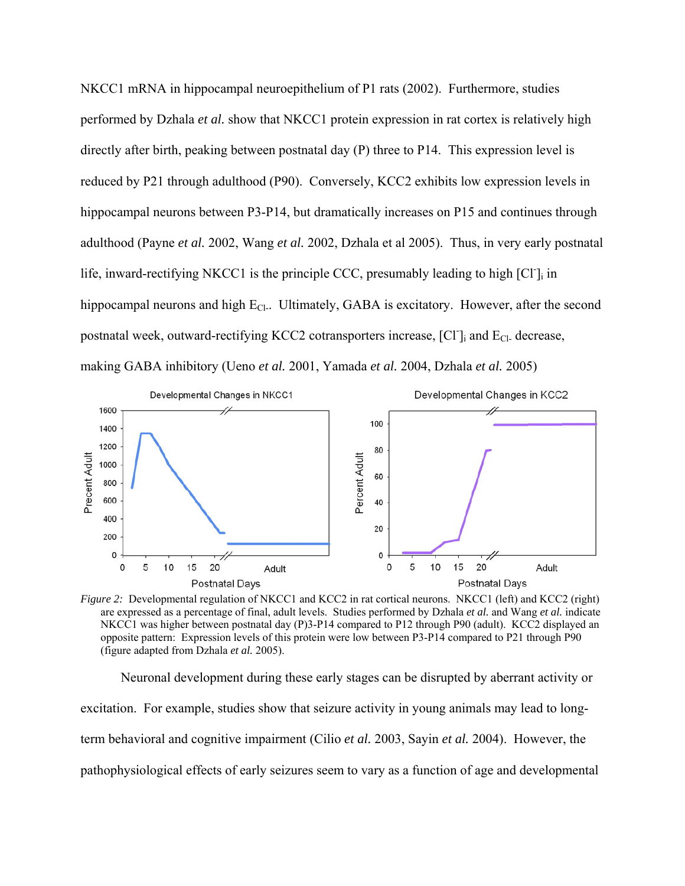NKCC1 mRNA in hippocampal neuroepithelium of P1 rats (2002). Furthermore, studies performed by Dzhala *et al.* show that NKCC1 protein expression in rat cortex is relatively high directly after birth, peaking between postnatal day (P) three to P14. This expression level is reduced by P21 through adulthood (P90). Conversely, KCC2 exhibits low expression levels in hippocampal neurons between P3-P14, but dramatically increases on P15 and continues through adulthood (Payne *et al.* 2002, Wang *et al.* 2002, Dzhala et al 2005). Thus, in very early postnatal life, inward-rectifying NKCC1 is the principle CCC, presumably leading to high $[Cl^-]_i$ in hippocampal neurons and high $E_{Cl-}$. Ultimately, GABA is excitatory. However, after the second postnatal week, outward-rectifying KCC2 cotransporters increase, $[Cl^-]_i$ and $E_{Cl-}$ decrease, making GABA inhibitory (Ueno *et al.* 2001, Yamada *et al.* 2004, Dzhala *et al.* 2005)

*Figure 2:* Developmental regulation of NKCC1 and KCC2 in rat cortical neurons. NKCC1 (left) and KCC2 (right) are expressed as a percentage of final, adult levels. Studies performed by Dzhala *et al.* and Wang *et al.* indicate NKCC1 was higher between postnatal day (P)3-P14 compared to P12 through P90 (adult). KCC2 displayed an opposite pattern: Expression levels of this protein were low between P3-P14 compared to P21 through P90 (figure adapted from Dzhala *et al.* 2005).

Neuronal development during these early stages can be disrupted by aberrant activity or excitation. For example, studies show that seizure activity in young animals may lead to long-term behavioral and cognitive impairment (Cilio *et al.* 2003, Sayin *et al.* 2004). However, the pathophysiological effects of early seizures seem to vary as a function of age and developmental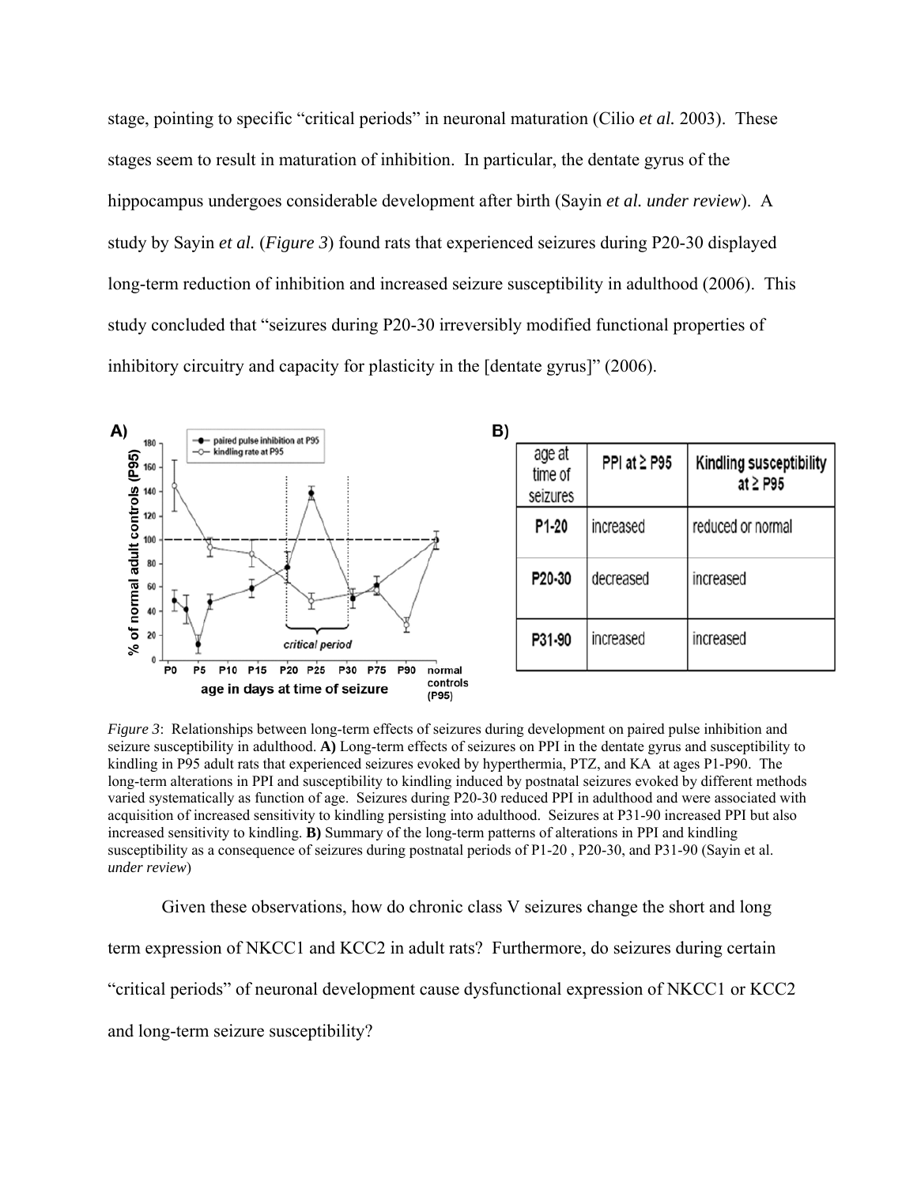stage, pointing to specific "critical periods" in neuronal maturation (Cilio *et al.* 2003). These stages seem to result in maturation of inhibition. In particular, the dentate gyrus of the hippocampus undergoes considerable development after birth (Sayin *et al. under review*). A study by Sayin *et al.* (*Figure 3*) found rats that experienced seizures during P20-30 displayed long-term reduction of inhibition and increased seizure susceptibility in adulthood (2006). This study concluded that "seizures during P20-30 irreversibly modified functional properties of inhibitory circuitry and capacity for plasticity in the [dentate gyrus]" (2006).

**B)**

| age at time of seizures | PPI at ≥ P95 | Kindling susceptibility at ≥ P95 |
|---|---|---|
| P1-20 | increased | reduced or normal |
| P20-30 | decreased | increased |
| P31-90 | increased | increased |

*Figure 3*: Relationships between long-term effects of seizures during development on paired pulse inhibition and seizure susceptibility in adulthood. **A)** Long-term effects of seizures on PPI in the dentate gyrus and susceptibility to kindling in P95 adult rats that experienced seizures evoked by hyperthermia, PTZ, and KA at ages P1-P90. The long-term alterations in PPI and susceptibility to kindling induced by postnatal seizures evoked by different methods varied systematically as function of age. Seizures during P20-30 reduced PPI in adulthood and were associated with acquisition of increased sensitivity to kindling persisting into adulthood. Seizures at P31-90 increased PPI but also increased sensitivity to kindling. **B)** Summary of the long-term patterns of alterations in PPI and kindling susceptibility as a consequence of seizures during postnatal periods of P1-20 , P20-30, and P31-90 (Sayin et al. *under review*)

Given these observations, how do chronic class V seizures change the short and long term expression of NKCC1 and KCC2 in adult rats? Furthermore, do seizures during certain "critical periods" of neuronal development cause dysfunctional expression of NKCC1 or KCC2 and long-term seizure susceptibility?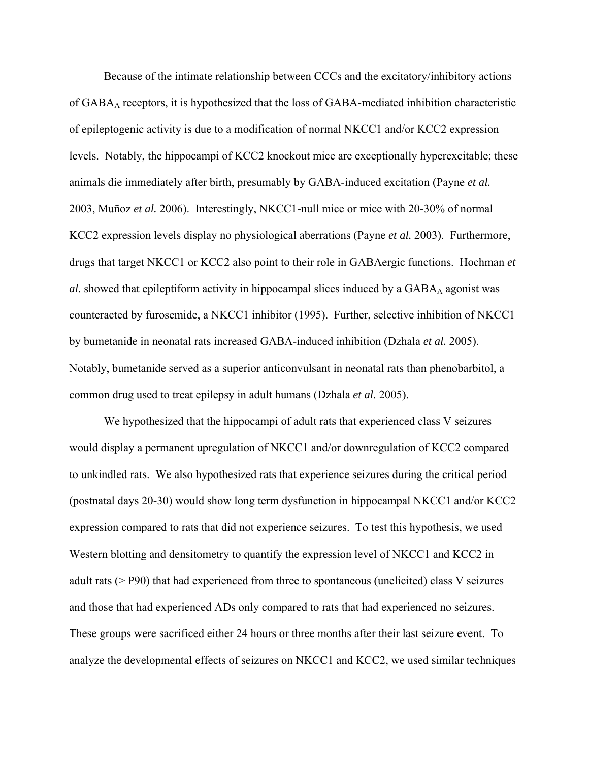Because of the intimate relationship between CCCs and the excitatory/inhibitory actions of $GABA_A$ receptors, it is hypothesized that the loss of GABA-mediated inhibition characteristic of epileptogenic activity is due to a modification of normal NKCC1 and/or KCC2 expression levels. Notably, the hippocampi of KCC2 knockout mice are exceptionally hyperexcitable; these animals die immediately after birth, presumably by GABA-induced excitation (Payne *et al.* 2003, Muñoz *et al.* 2006). Interestingly, NKCC1-null mice or mice with 20-30% of normal KCC2 expression levels display no physiological aberrations (Payne *et al.* 2003). Furthermore, drugs that target NKCC1 or KCC2 also point to their role in GABAergic functions. Hochman *et al.* showed that epileptiform activity in hippocampal slices induced by a $GABA_A$ agonist was counteracted by furosemide, a NKCC1 inhibitor (1995). Further, selective inhibition of NKCC1 by bumetanide in neonatal rats increased GABA-induced inhibition (Dzhala *et al.* 2005). Notably, bumetanide served as a superior anticonvulsant in neonatal rats than phenobarbitol, a common drug used to treat epilepsy in adult humans (Dzhala *et al.* 2005).

We hypothesized that the hippocampi of adult rats that experienced class V seizures would display a permanent upregulation of NKCC1 and/or downregulation of KCC2 compared to unkindled rats. We also hypothesized rats that experience seizures during the critical period (postnatal days 20-30) would show long term dysfunction in hippocampal NKCC1 and/or KCC2 expression compared to rats that did not experience seizures. To test this hypothesis, we used Western blotting and densitometry to quantify the expression level of NKCC1 and KCC2 in adult rats (> P90) that had experienced from three to spontaneous (unelicited) class V seizures and those that had experienced ADs only compared to rats that had experienced no seizures. These groups were sacrificed either 24 hours or three months after their last seizure event. To analyze the developmental effects of seizures on NKCC1 and KCC2, we used similar techniques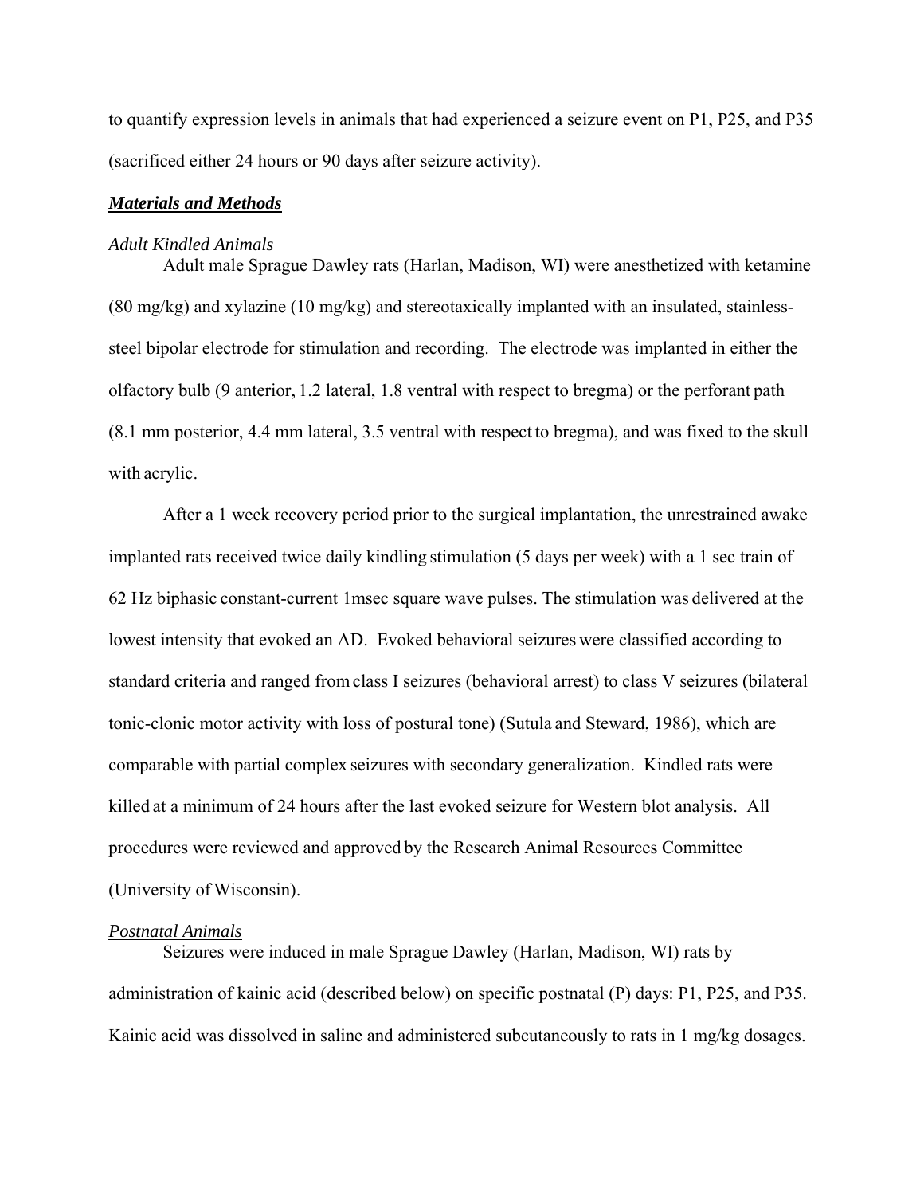to quantify expression levels in animals that had experienced a seizure event on P1, P25, and P35 (sacrificed either 24 hours or 90 days after seizure activity).

## ***Materials and Methods***

### *Adult Kindled Animals*

Adult male Sprague Dawley rats (Harlan, Madison, WI) were anesthetized with ketamine (80 mg/kg) and xylazine (10 mg/kg) and stereotaxically implanted with an insulated, stainless-steel bipolar electrode for stimulation and recording. The electrode was implanted in either the olfactory bulb (9 anterior, 1.2 lateral, 1.8 ventral with respect to bregma) or the perforant path (8.1 mm posterior, 4.4 mm lateral, 3.5 ventral with respect to bregma), and was fixed to the skull with acrylic.

After a 1 week recovery period prior to the surgical implantation, the unrestrained awake implanted rats received twice daily kindling stimulation (5 days per week) with a 1 sec train of 62 Hz biphasic constant-current 1msec square wave pulses. The stimulation was delivered at the lowest intensity that evoked an AD. Evoked behavioral seizures were classified according to standard criteria and ranged from class I seizures (behavioral arrest) to class V seizures (bilateral tonic-clonic motor activity with loss of postural tone) (Sutula and Steward, 1986), which are comparable with partial complex seizures with secondary generalization. Kindled rats were killed at a minimum of 24 hours after the last evoked seizure for Western blot analysis. All procedures were reviewed and approved by the Research Animal Resources Committee (University of Wisconsin).

### *Postnatal Animals*

Seizures were induced in male Sprague Dawley (Harlan, Madison, WI) rats by administration of kainic acid (described below) on specific postnatal (P) days: P1, P25, and P35. Kainic acid was dissolved in saline and administered subcutaneously to rats in 1 mg/kg dosages.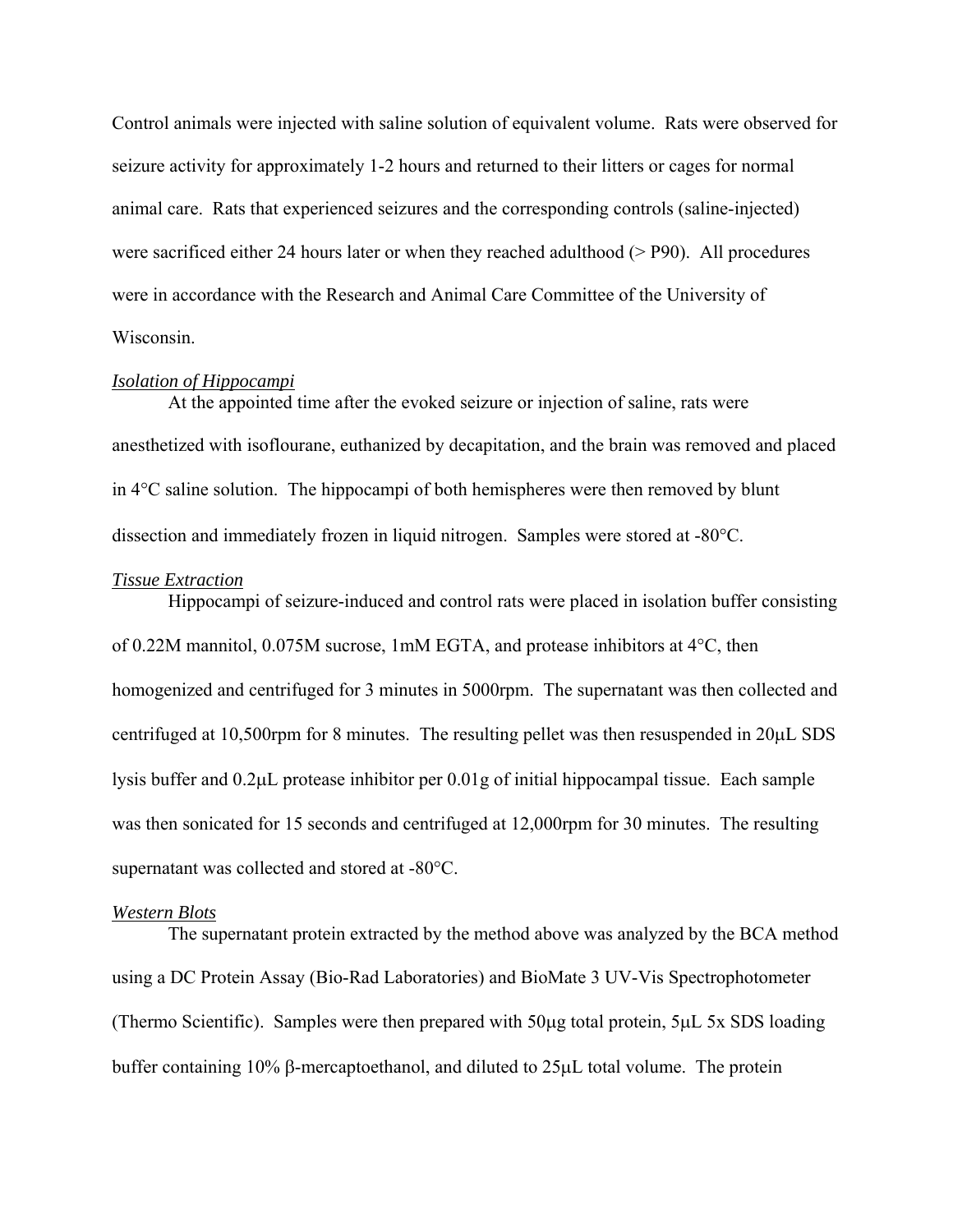Control animals were injected with saline solution of equivalent volume. Rats were observed for seizure activity for approximately 1-2 hours and returned to their litters or cages for normal animal care. Rats that experienced seizures and the corresponding controls (saline-injected) were sacrificed either 24 hours later or when they reached adulthood (> P90). All procedures were in accordance with the Research and Animal Care Committee of the University of Wisconsin.

### *Isolation of Hippocampi*

At the appointed time after the evoked seizure or injection of saline, rats were anesthetized with isoflourane, euthanized by decapitation, and the brain was removed and placed in 4°C saline solution. The hippocampi of both hemispheres were then removed by blunt dissection and immediately frozen in liquid nitrogen. Samples were stored at -80°C.

### *Tissue Extraction*

Hippocampi of seizure-induced and control rats were placed in isolation buffer consisting of 0.22M mannitol, 0.075M sucrose, 1mM EGTA, and protease inhibitors at 4°C, then homogenized and centrifuged for 3 minutes in 5000rpm. The supernatant was then collected and centrifuged at 10,500rpm for 8 minutes. The resulting pellet was then resuspended in 20μL SDS lysis buffer and 0.2μL protease inhibitor per 0.01g of initial hippocampal tissue. Each sample was then sonicated for 15 seconds and centrifuged at 12,000rpm for 30 minutes. The resulting supernatant was collected and stored at -80°C.

### *Western Blots*

The supernatant protein extracted by the method above was analyzed by the BCA method using a DC Protein Assay (Bio-Rad Laboratories) and BioMate 3 UV-Vis Spectrophotometer (Thermo Scientific). Samples were then prepared with 50μg total protein, 5μL 5x SDS loading buffer containing 10% β-mercaptoethanol, and diluted to 25μL total volume. The protein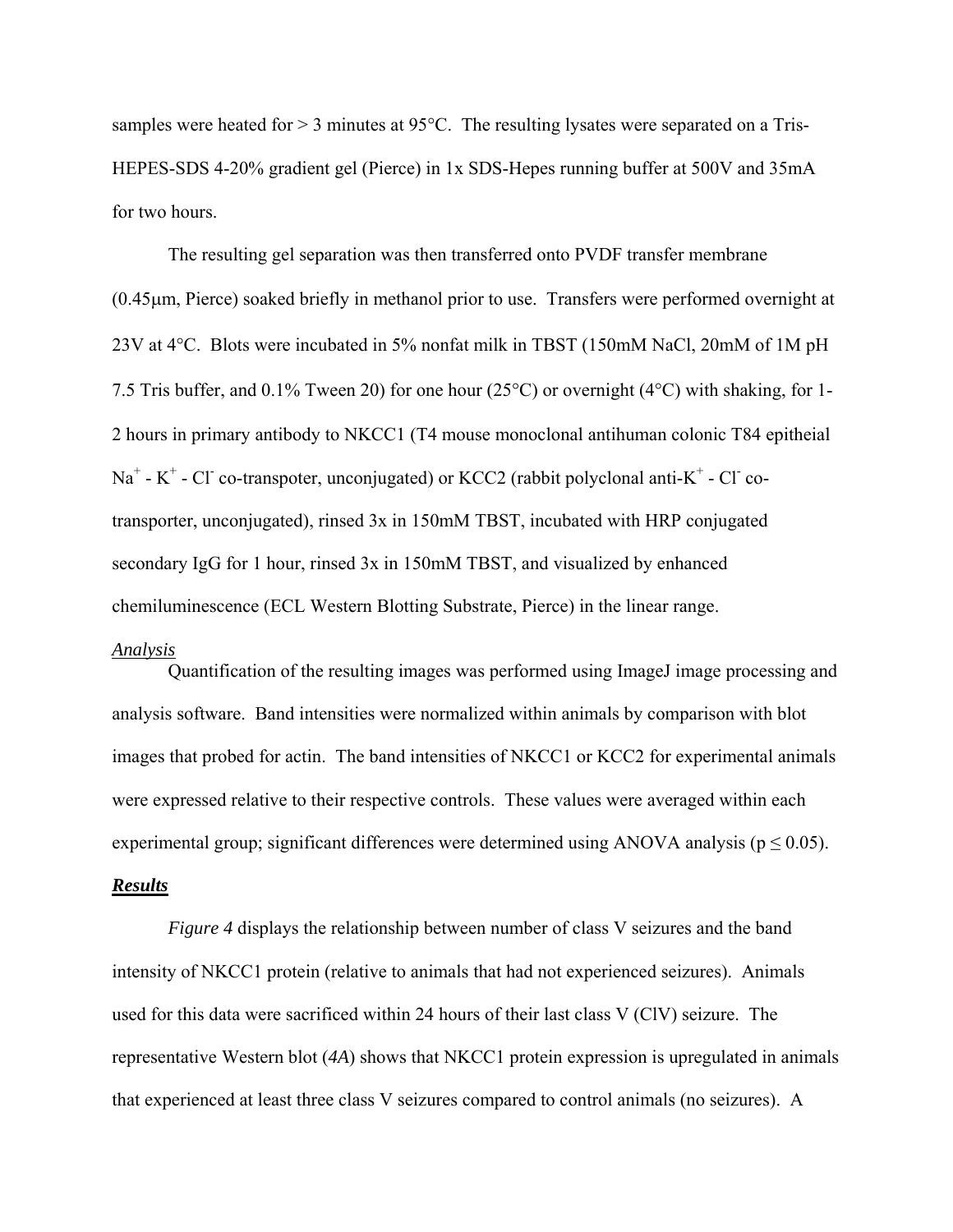samples were heated for > 3 minutes at 95°C. The resulting lysates were separated on a Tris-HEPES-SDS 4-20% gradient gel (Pierce) in 1x SDS-Hepes running buffer at 500V and 35mA for two hours.

The resulting gel separation was then transferred onto PVDF transfer membrane (0.45μm, Pierce) soaked briefly in methanol prior to use. Transfers were performed overnight at 23V at 4°C. Blots were incubated in 5% nonfat milk in TBST (150mM NaCl, 20mM of 1M pH 7.5 Tris buffer, and 0.1% Tween 20) for one hour (25°C) or overnight (4°C) with shaking, for 1-2 hours in primary antibody to NKCC1 (T4 mouse monoclonal antihuman colonic T84 epitheial $Na^{+}$ - $K^{+}$ - $Cl^{-}$ co-transpoter, unconjugated) or KCC2 (rabbit polyclonal anti-$K^{+}$ - $Cl^{-}$ co-transporter, unconjugated), rinsed 3x in 150mM TBST, incubated with HRP conjugated secondary IgG for 1 hour, rinsed 3x in 150mM TBST, and visualized by enhanced chemiluminescence (ECL Western Blotting Substrate, Pierce) in the linear range.

*Analysis*

Quantification of the resulting images was performed using ImageJ image processing and analysis software. Band intensities were normalized within animals by comparison with blot images that probed for actin. The band intensities of NKCC1 or KCC2 for experimental animals were expressed relative to their respective controls. These values were averaged within each experimental group; significant differences were determined using ANOVA analysis ($p \leq 0.05$).

## ***Results***

*Figure 4* displays the relationship between number of class V seizures and the band intensity of NKCC1 protein (relative to animals that had not experienced seizures). Animals used for this data were sacrificed within 24 hours of their last class V (ClV) seizure. The representative Western blot (*4A*) shows that NKCC1 protein expression is upregulated in animals that experienced at least three class V seizures compared to control animals (no seizures). A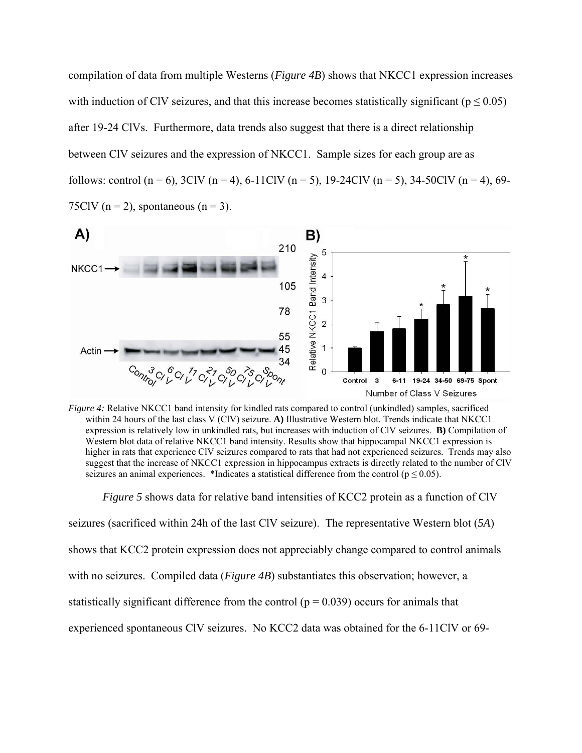compilation of data from multiple Westerns (*Figure 4B*) shows that NKCC1 expression increases with induction of ClV seizures, and that this increase becomes statistically significant ($p \leq 0.05$) after 19-24 ClVs. Furthermore, data trends also suggest that there is a direct relationship between ClV seizures and the expression of NKCC1. Sample sizes for each group are as follows: control (n = 6), 3ClV (n = 4), 6-11ClV (n = 5), 19-24ClV (n = 5), 34-50ClV (n = 4), 69-75ClV (n = 2), spontaneous (n = 3).

*Figure 4:* Relative NKCC1 band intensity for kindled rats compared to control (unkindled) samples, sacrificed within 24 hours of the last class V (ClV) seizure. **A)** Illustrative Western blot. Trends indicate that NKCC1 expression is relatively low in unkindled rats, but increases with induction of ClV seizures. **B)** Compilation of Western blot data of relative NKCC1 band intensity. Results show that hippocampal NKCC1 expression is higher in rats that experience ClV seizures compared to rats that had not experienced seizures. Trends may also suggest that the increase of NKCC1 expression in hippocampus extracts is directly related to the number of ClV seizures an animal experiences. *Indicates a statistical difference from the control ($p \leq 0.05$).

*Figure 5* shows data for relative band intensities of KCC2 protein as a function of ClV seizures (sacrificed within 24h of the last ClV seizure). The representative Western blot (*5A*) shows that KCC2 protein expression does not appreciably change compared to control animals with no seizures. Compiled data (*Figure 4B*) substantiates this observation; however, a statistically significant difference from the control ($p = 0.039$) occurs for animals that experienced spontaneous ClV seizures. No KCC2 data was obtained for the 6-11ClV or 69-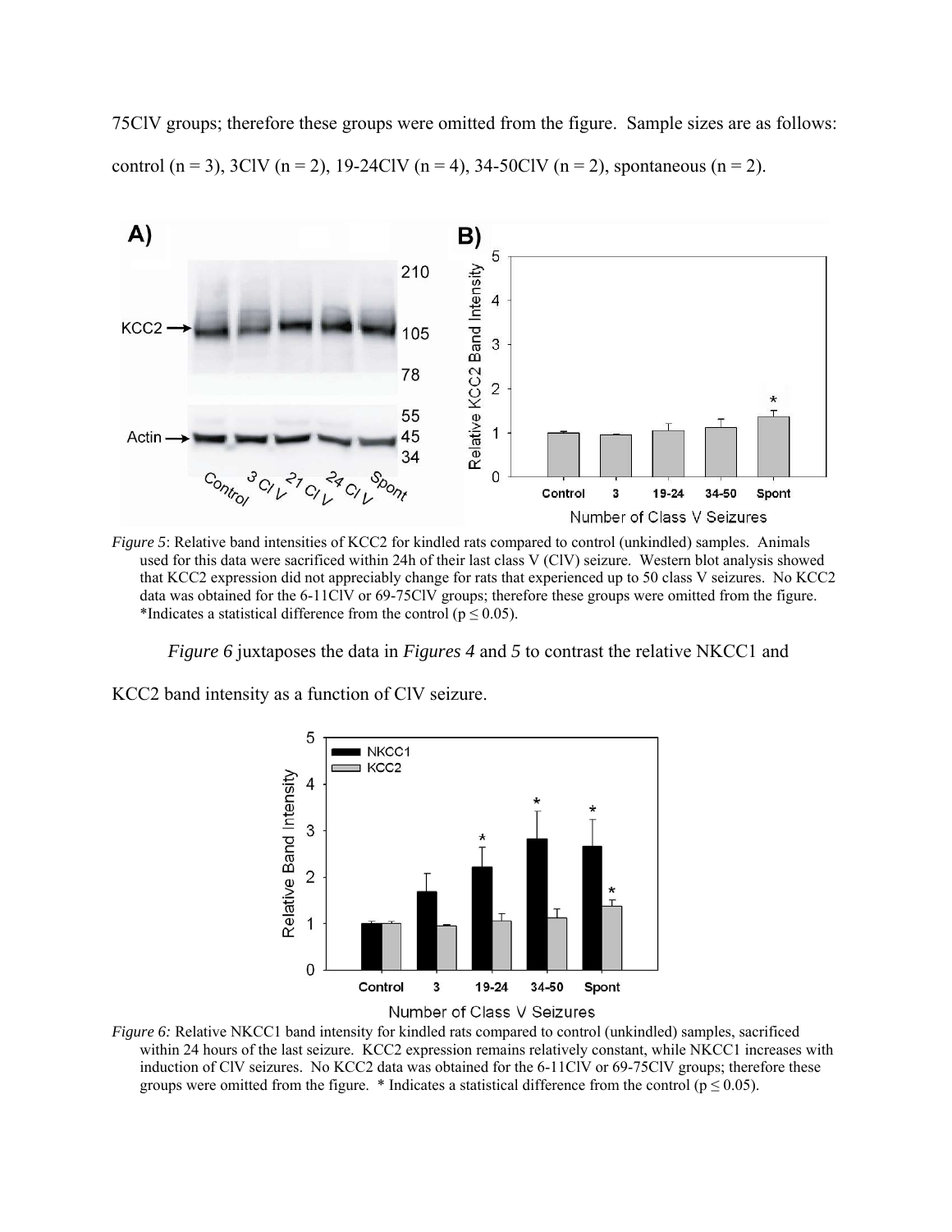75ClV groups; therefore these groups were omitted from the figure. Sample sizes are as follows: control (n = 3), 3ClV (n = 2), 19-24ClV (n = 4), 34-50ClV (n = 2), spontaneous (n = 2).

*Figure 5*: Relative band intensities of KCC2 for kindled rats compared to control (unkindled) samples. Animals used for this data were sacrificed within 24h of their last class V (ClV) seizure. Western blot analysis showed that KCC2 expression did not appreciably change for rats that experienced up to 50 class V seizures. No KCC2 data was obtained for the 6-11ClV or 69-75ClV groups; therefore these groups were omitted from the figure. *Indicates a statistical difference from the control ($p \leq 0.05$).

*Figure 6* juxtaposes the data in *Figures 4* and *5* to contrast the relative NKCC1 and KCC2 band intensity as a function of ClV seizure.

*Figure 6:* Relative NKCC1 band intensity for kindled rats compared to control (unkindled) samples, sacrificed within 24 hours of the last seizure. KCC2 expression remains relatively constant, while NKCC1 increases with induction of ClV seizures. No KCC2 data was obtained for the 6-11ClV or 69-75ClV groups; therefore these groups were omitted from the figure. * Indicates a statistical difference from the control ($p \leq 0.05$).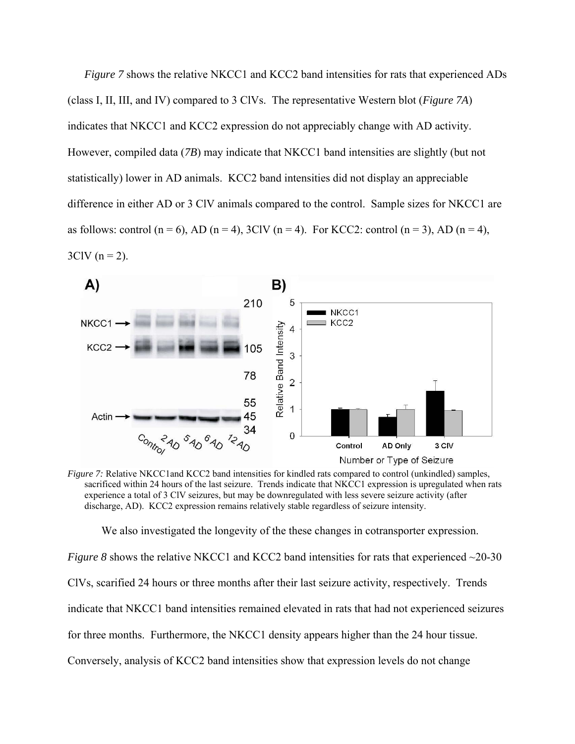*Figure 7* shows the relative NKCC1 and KCC2 band intensities for rats that experienced ADs (class I, II, III, and IV) compared to 3 ClVs. The representative Western blot (*Figure 7A*) indicates that NKCC1 and KCC2 expression do not appreciably change with AD activity. However, compiled data (*7B*) may indicate that NKCC1 band intensities are slightly (but not statistically) lower in AD animals. KCC2 band intensities did not display an appreciable difference in either AD or 3 ClV animals compared to the control. Sample sizes for NKCC1 are as follows: control (n = 6), AD (n = 4), 3ClV (n = 4). For KCC2: control (n = 3), AD (n = 4), 3ClV (n = 2).

*Figure 7:* Relative NKCC1and KCC2 band intensities for kindled rats compared to control (unkindled) samples, sacrificed within 24 hours of the last seizure. Trends indicate that NKCC1 expression is upregulated when rats experience a total of 3 ClV seizures, but may be downregulated with less severe seizure activity (after discharge, AD). KCC2 expression remains relatively stable regardless of seizure intensity.

We also investigated the longevity of the these changes in cotransporter expression. *Figure 8* shows the relative NKCC1 and KCC2 band intensities for rats that experienced ~20-30 ClVs, scarified 24 hours or three months after their last seizure activity, respectively. Trends indicate that NKCC1 band intensities remained elevated in rats that had not experienced seizures for three months. Furthermore, the NKCC1 density appears higher than the 24 hour tissue. Conversely, analysis of KCC2 band intensities show that expression levels do not change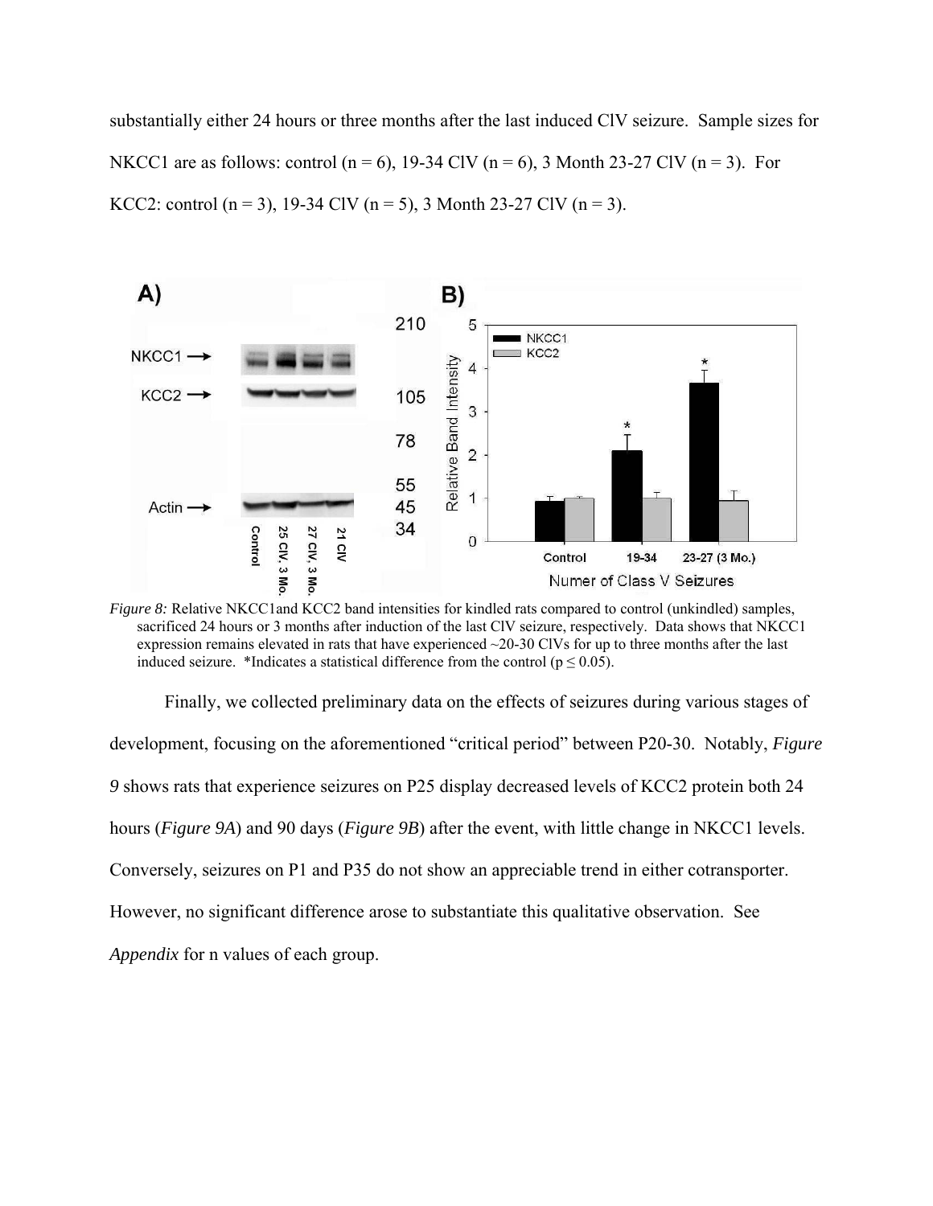substantially either 24 hours or three months after the last induced ClV seizure. Sample sizes for NKCC1 are as follows: control (n = 6), 19-34 ClV (n = 6), 3 Month 23-27 ClV (n = 3). For KCC2: control (n = 3), 19-34 ClV (n = 5), 3 Month 23-27 ClV (n = 3).

*Figure 8:* Relative NKCC1and KCC2 band intensities for kindled rats compared to control (unkindled) samples, sacrificed 24 hours or 3 months after induction of the last ClV seizure, respectively. Data shows that NKCC1 expression remains elevated in rats that have experienced ~20-30 ClVs for up to three months after the last induced seizure. *Indicates a statistical difference from the control ($p \leq 0.05$).

Finally, we collected preliminary data on the effects of seizures during various stages of development, focusing on the aforementioned "critical period" between P20-30. Notably, *Figure 9* shows rats that experience seizures on P25 display decreased levels of KCC2 protein both 24 hours (*Figure 9A*) and 90 days (*Figure 9B*) after the event, with little change in NKCC1 levels. Conversely, seizures on P1 and P35 do not show an appreciable trend in either cotransporter. However, no significant difference arose to substantiate this qualitative observation. See *Appendix* for n values of each group.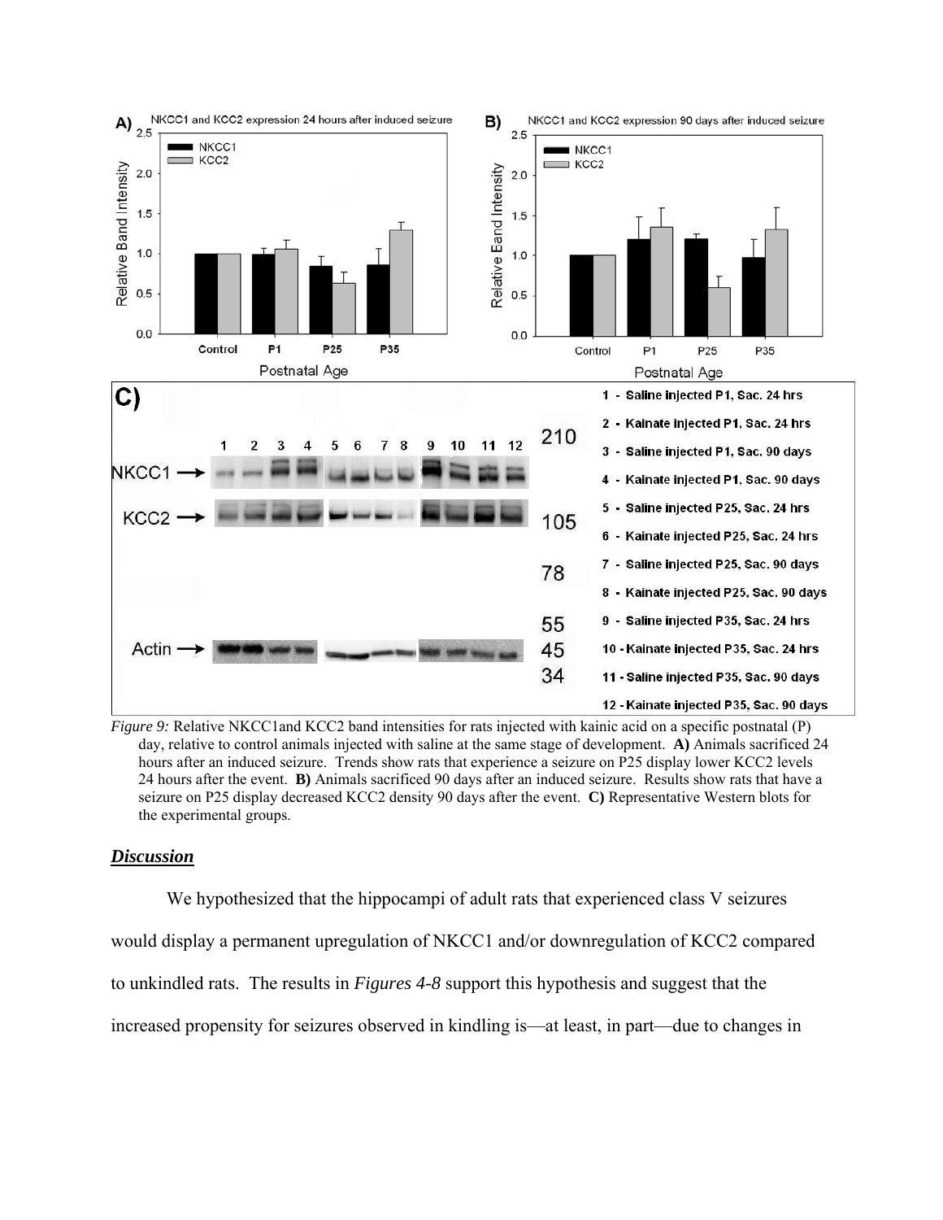*Figure 9:* Relative NKCC1and KCC2 band intensities for rats injected with kainic acid on a specific postnatal (P) day, relative to control animals injected with saline at the same stage of development. **A)** Animals sacrificed 24 hours after an induced seizure. Trends show rats that experience a seizure on P25 display lower KCC2 levels 24 hours after the event. **B)** Animals sacrificed 90 days after an induced seizure. Results show rats that have a seizure on P25 display decreased KCC2 density 90 days after the event. **C)** Representative Western blots for the experimental groups.

## ***Discussion***

We hypothesized that the hippocampi of adult rats that experienced class V seizures would display a permanent upregulation of NKCC1 and/or downregulation of KCC2 compared to unkindled rats. The results in *Figures 4-8* support this hypothesis and suggest that the increased propensity for seizures observed in kindling is—at least, in part—due to changes in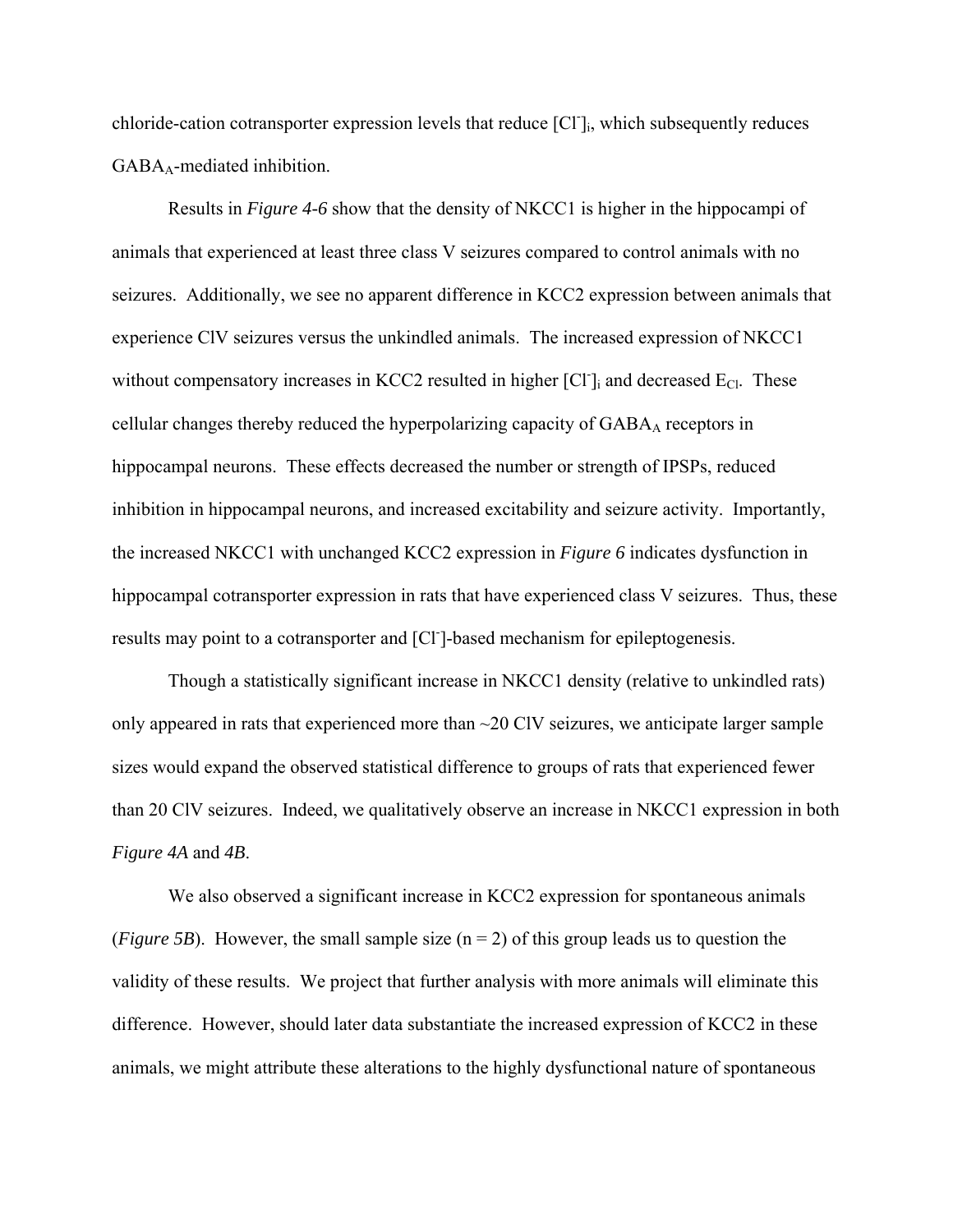chloride-cation cotransporter expression levels that reduce $[Cl^-]_i$, which subsequently reduces $GABA_A$-mediated inhibition.

Results in *Figure 4-6* show that the density of NKCC1 is higher in the hippocampi of animals that experienced at least three class V seizures compared to control animals with no seizures. Additionally, we see no apparent difference in KCC2 expression between animals that experience ClV seizures versus the unkindled animals. The increased expression of NKCC1 without compensatory increases in KCC2 resulted in higher $[Cl^-]_i$ and decreased $E_{Cl}$. These cellular changes thereby reduced the hyperpolarizing capacity of $GABA_A$ receptors in hippocampal neurons. These effects decreased the number or strength of IPSPs, reduced inhibition in hippocampal neurons, and increased excitability and seizure activity. Importantly, the increased NKCC1 with unchanged KCC2 expression in *Figure 6* indicates dysfunction in hippocampal cotransporter expression in rats that have experienced class V seizures. Thus, these results may point to a cotransporter and $[Cl^-]$-based mechanism for epileptogenesis.

Though a statistically significant increase in NKCC1 density (relative to unkindled rats) only appeared in rats that experienced more than ~20 ClV seizures, we anticipate larger sample sizes would expand the observed statistical difference to groups of rats that experienced fewer than 20 ClV seizures. Indeed, we qualitatively observe an increase in NKCC1 expression in both *Figure 4A* and *4B*.

We also observed a significant increase in KCC2 expression for spontaneous animals (*Figure 5B*). However, the small sample size ($n = 2$) of this group leads us to question the validity of these results. We project that further analysis with more animals will eliminate this difference. However, should later data substantiate the increased expression of KCC2 in these animals, we might attribute these alterations to the highly dysfunctional nature of spontaneous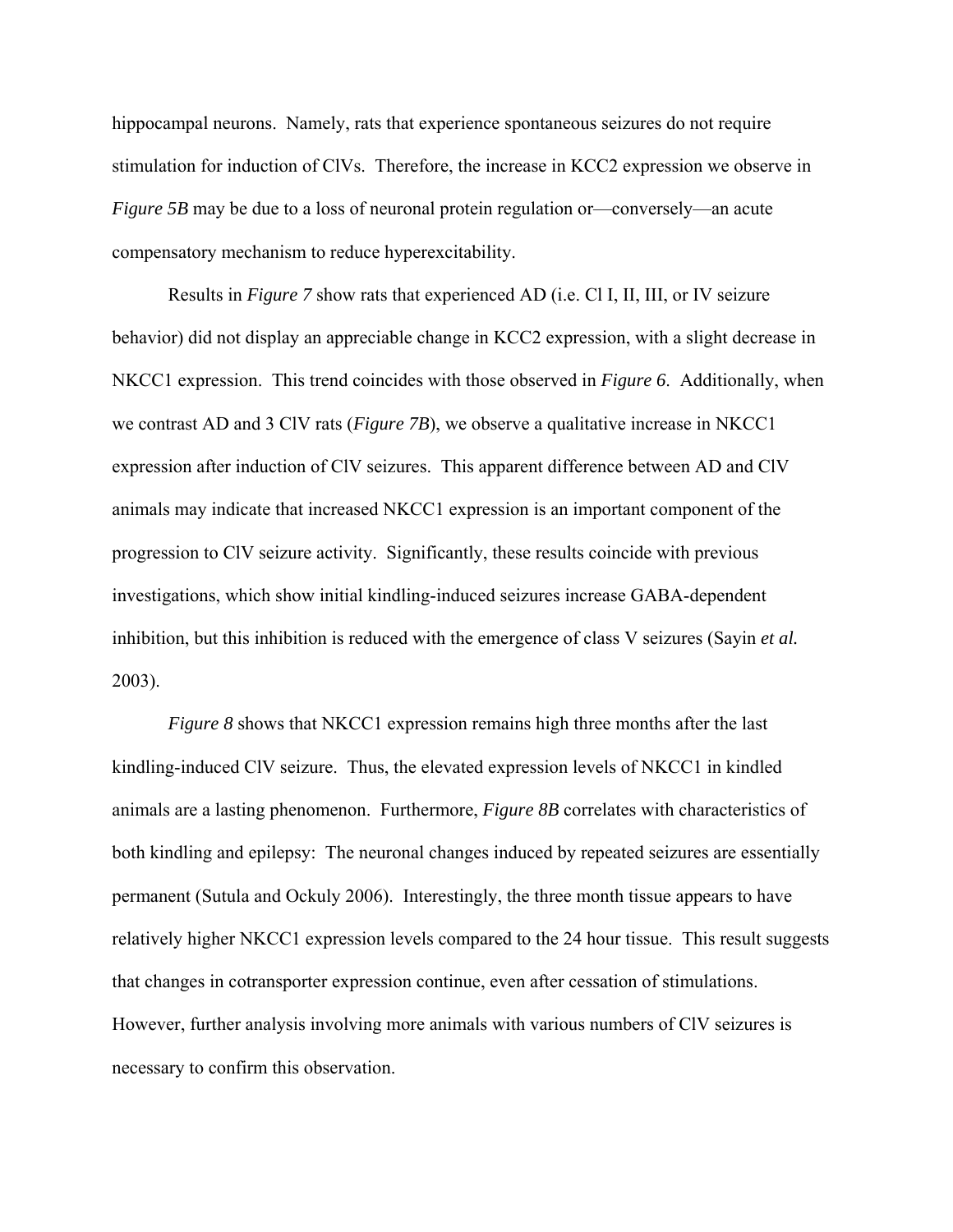hippocampal neurons. Namely, rats that experience spontaneous seizures do not require stimulation for induction of ClVs. Therefore, the increase in KCC2 expression we observe in *Figure 5B* may be due to a loss of neuronal protein regulation or—conversely—an acute compensatory mechanism to reduce hyperexcitability.

Results in *Figure 7* show rats that experienced AD (i.e. Cl I, II, III, or IV seizure behavior) did not display an appreciable change in KCC2 expression, with a slight decrease in NKCC1 expression. This trend coincides with those observed in *Figure 6*. Additionally, when we contrast AD and 3 ClV rats (*Figure 7B*), we observe a qualitative increase in NKCC1 expression after induction of ClV seizures. This apparent difference between AD and ClV animals may indicate that increased NKCC1 expression is an important component of the progression to ClV seizure activity. Significantly, these results coincide with previous investigations, which show initial kindling-induced seizures increase GABA-dependent inhibition, but this inhibition is reduced with the emergence of class V seizures (Sayin *et al.* 2003).

*Figure 8* shows that NKCC1 expression remains high three months after the last kindling-induced ClV seizure. Thus, the elevated expression levels of NKCC1 in kindled animals are a lasting phenomenon. Furthermore, *Figure 8B* correlates with characteristics of both kindling and epilepsy: The neuronal changes induced by repeated seizures are essentially permanent (Sutula and Ockuly 2006). Interestingly, the three month tissue appears to have relatively higher NKCC1 expression levels compared to the 24 hour tissue. This result suggests that changes in cotransporter expression continue, even after cessation of stimulations. However, further analysis involving more animals with various numbers of ClV seizures is necessary to confirm this observation.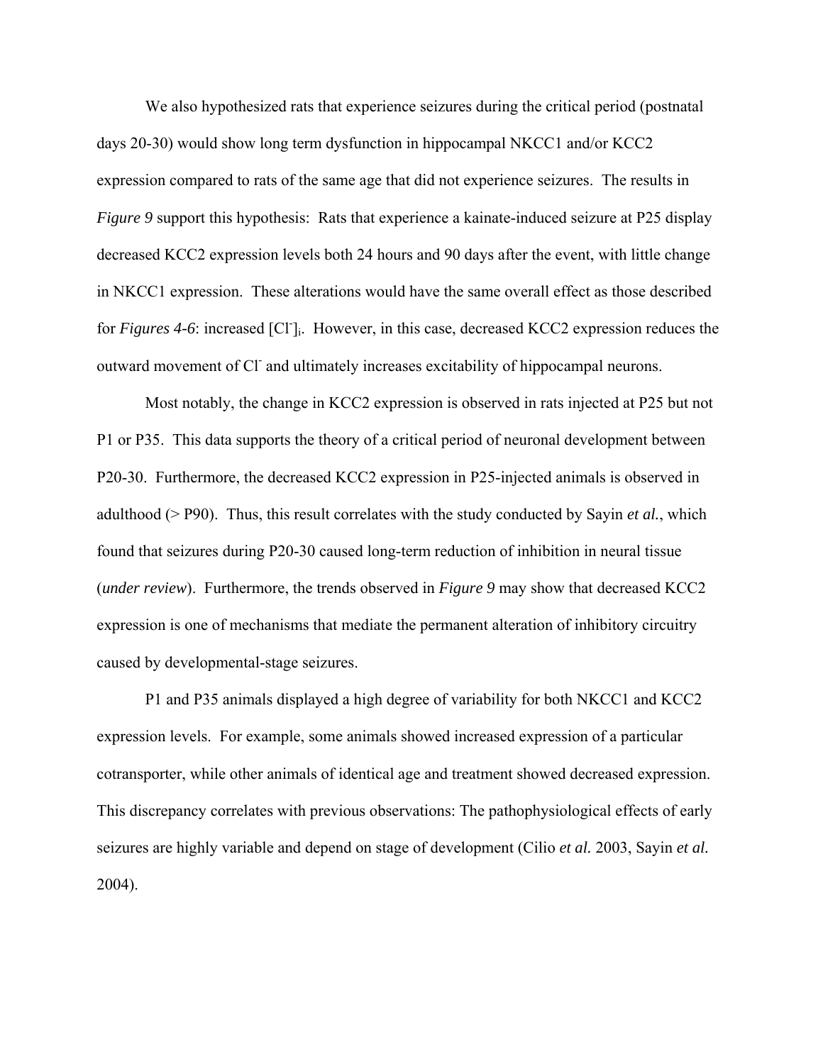We also hypothesized rats that experience seizures during the critical period (postnatal days 20-30) would show long term dysfunction in hippocampal NKCC1 and/or KCC2 expression compared to rats of the same age that did not experience seizures. The results in *Figure 9* support this hypothesis: Rats that experience a kainate-induced seizure at P25 display decreased KCC2 expression levels both 24 hours and 90 days after the event, with little change in NKCC1 expression. These alterations would have the same overall effect as those described for *Figures 4-6*: increased $[Cl^-]_i$. However, in this case, decreased KCC2 expression reduces the outward movement of $Cl^-$ and ultimately increases excitability of hippocampal neurons.

Most notably, the change in KCC2 expression is observed in rats injected at P25 but not P1 or P35. This data supports the theory of a critical period of neuronal development between P20-30. Furthermore, the decreased KCC2 expression in P25-injected animals is observed in adulthood (> P90). Thus, this result correlates with the study conducted by Sayin *et al.*, which found that seizures during P20-30 caused long-term reduction of inhibition in neural tissue (*under review*). Furthermore, the trends observed in *Figure 9* may show that decreased KCC2 expression is one of mechanisms that mediate the permanent alteration of inhibitory circuitry caused by developmental-stage seizures.

P1 and P35 animals displayed a high degree of variability for both NKCC1 and KCC2 expression levels. For example, some animals showed increased expression of a particular cotransporter, while other animals of identical age and treatment showed decreased expression. This discrepancy correlates with previous observations: The pathophysiological effects of early seizures are highly variable and depend on stage of development (Cilio ***et al.*** 2003, Sayin ***et al.*** 2004).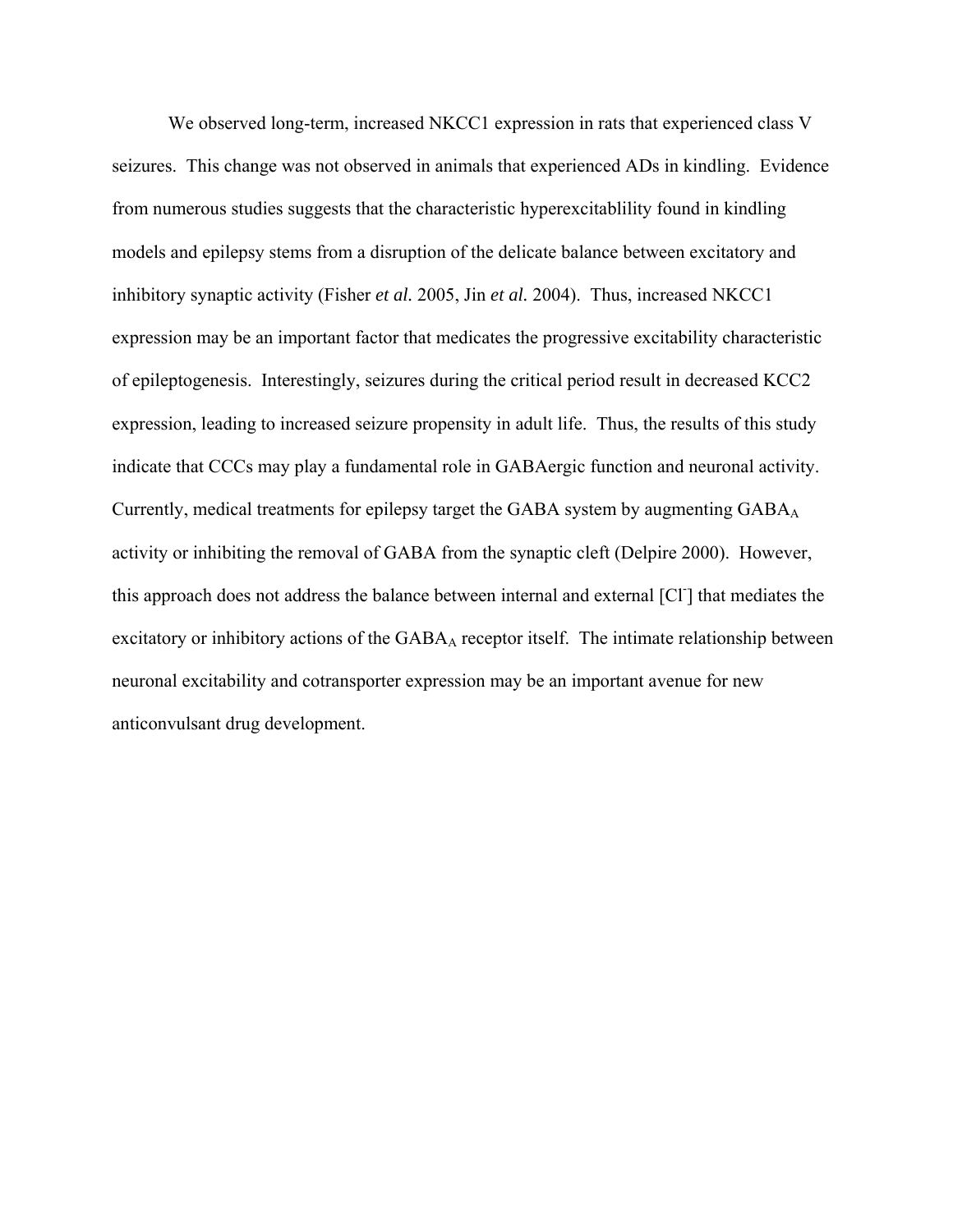We observed long-term, increased NKCC1 expression in rats that experienced class V seizures. This change was not observed in animals that experienced ADs in kindling. Evidence from numerous studies suggests that the characteristic hyperexcitablility found in kindling models and epilepsy stems from a disruption of the delicate balance between excitatory and inhibitory synaptic activity (Fisher *et al.* 2005, Jin *et al.* 2004). Thus, increased NKCC1 expression may be an important factor that medicates the progressive excitability characteristic of epileptogenesis. Interestingly, seizures during the critical period result in decreased KCC2 expression, leading to increased seizure propensity in adult life. Thus, the results of this study indicate that CCCs may play a fundamental role in GABAergic function and neuronal activity. Currently, medical treatments for epilepsy target the GABA system by augmenting $GABA_A$ activity or inhibiting the removal of GABA from the synaptic cleft (Delpire 2000). However, this approach does not address the balance between internal and external [$Cl^-$] that mediates the excitatory or inhibitory actions of the $GABA_A$ receptor itself. The intimate relationship between neuronal excitability and cotransporter expression may be an important avenue for new anticonvulsant drug development.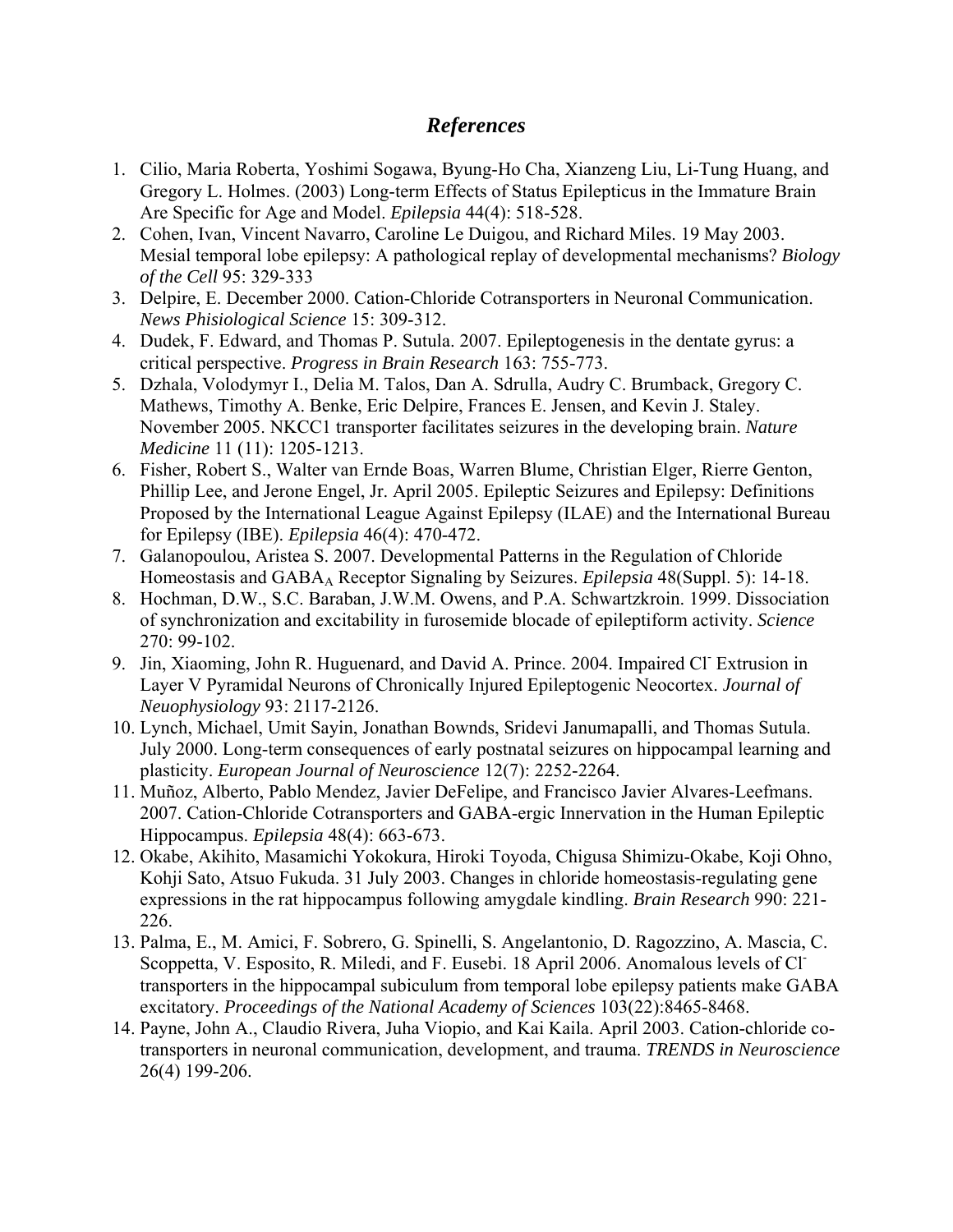# *References*

1. Cilio, Maria Roberta, Yoshimi Sogawa, Byung-Ho Cha, Xianzeng Liu, Li-Tung Huang, and Gregory L. Holmes. (2003) Long-term Effects of Status Epilepticus in the Immature Brain Are Specific for Age and Model. *Epilepsia* 44(4): 518-528.
2. Cohen, Ivan, Vincent Navarro, Caroline Le Duigou, and Richard Miles. 19 May 2003. Mesial temporal lobe epilepsy: A pathological replay of developmental mechanisms? *Biology of the Cell* 95: 329-333
3. Delpire, E. December 2000. Cation-Chloride Cotransporters in Neuronal Communication. *News Phisiological Science* 15: 309-312.
4. Dudek, F. Edward, and Thomas P. Sutula. 2007. Epileptogenesis in the dentate gyrus: a critical perspective. *Progress in Brain Research* 163: 755-773.
5. Dzhala, Volodymyr I., Delia M. Talos, Dan A. Sdrulla, Audry C. Brumback, Gregory C. Mathews, Timothy A. Benke, Eric Delpire, Frances E. Jensen, and Kevin J. Staley. November 2005. NKCC1 transporter facilitates seizures in the developing brain. *Nature Medicine* 11 (11): 1205-1213.
6. Fisher, Robert S., Walter van Ernde Boas, Warren Blume, Christian Elger, Rierre Genton, Phillip Lee, and Jerone Engel, Jr. April 2005. Epileptic Seizures and Epilepsy: Definitions Proposed by the International League Against Epilepsy (ILAE) and the International Bureau for Epilepsy (IBE). *Epilepsia* 46(4): 470-472.
7. Galanopoulou, Aristea S. 2007. Developmental Patterns in the Regulation of Chloride Homeostasis and $GABA_A$ Receptor Signaling by Seizures. *Epilepsia* 48(Suppl. 5): 14-18.
8. Hochman, D.W., S.C. Baraban, J.W.M. Owens, and P.A. Schwartzkroin. 1999. Dissociation of synchronization and excitability in furosemide blocade of epileptiform activity. *Science* 270: 99-102.
9. Jin, Xiaoming, John R. Huguenard, and David A. Prince. 2004. Impaired $Cl^-$ Extrusion in Layer V Pyramidal Neurons of Chronically Injured Epileptogenic Neocortex. *Journal of Neuophysiology* 93: 2117-2126.
10. Lynch, Michael, Umit Sayin, Jonathan Bownds, Sridevi Janumapalli, and Thomas Sutula. July 2000. Long-term consequences of early postnatal seizures on hippocampal learning and plasticity. *European Journal of Neuroscience* 12(7): 2252-2264.
11. Muñoz, Alberto, Pablo Mendez, Javier DeFelipe, and Francisco Javier Alvares-Leefmans. 2007. Cation-Chloride Cotransporters and GABA-ergic Innervation in the Human Epileptic Hippocampus. *Epilepsia* 48(4): 663-673.
12. Okabe, Akihito, Masamichi Yokokura, Hiroki Toyoda, Chigusa Shimizu-Okabe, Koji Ohno, Kohji Sato, Atsuo Fukuda. 31 July 2003. Changes in chloride homeostasis-regulating gene expressions in the rat hippocampus following amygdale kindling. *Brain Research* 990: 221-226.
13. Palma, E., M. Amici, F. Sobrero, G. Spinelli, S. Angelantonio, D. Ragozzino, A. Mascia, C. Scoppetta, V. Esposito, R. Miledi, and F. Eusebi. 18 April 2006. Anomalous levels of $Cl^-$ transporters in the hippocampal subiculum from temporal lobe epilepsy patients make GABA excitatory. *Proceedings of the National Academy of Sciences* 103(22):8465-8468.
14. Payne, John A., Claudio Rivera, Juha Viopio, and Kai Kaila. April 2003. Cation-chloride co-transporters in neuronal communication, development, and trauma. *TRENDS in Neuroscience* 26(4) 199-206.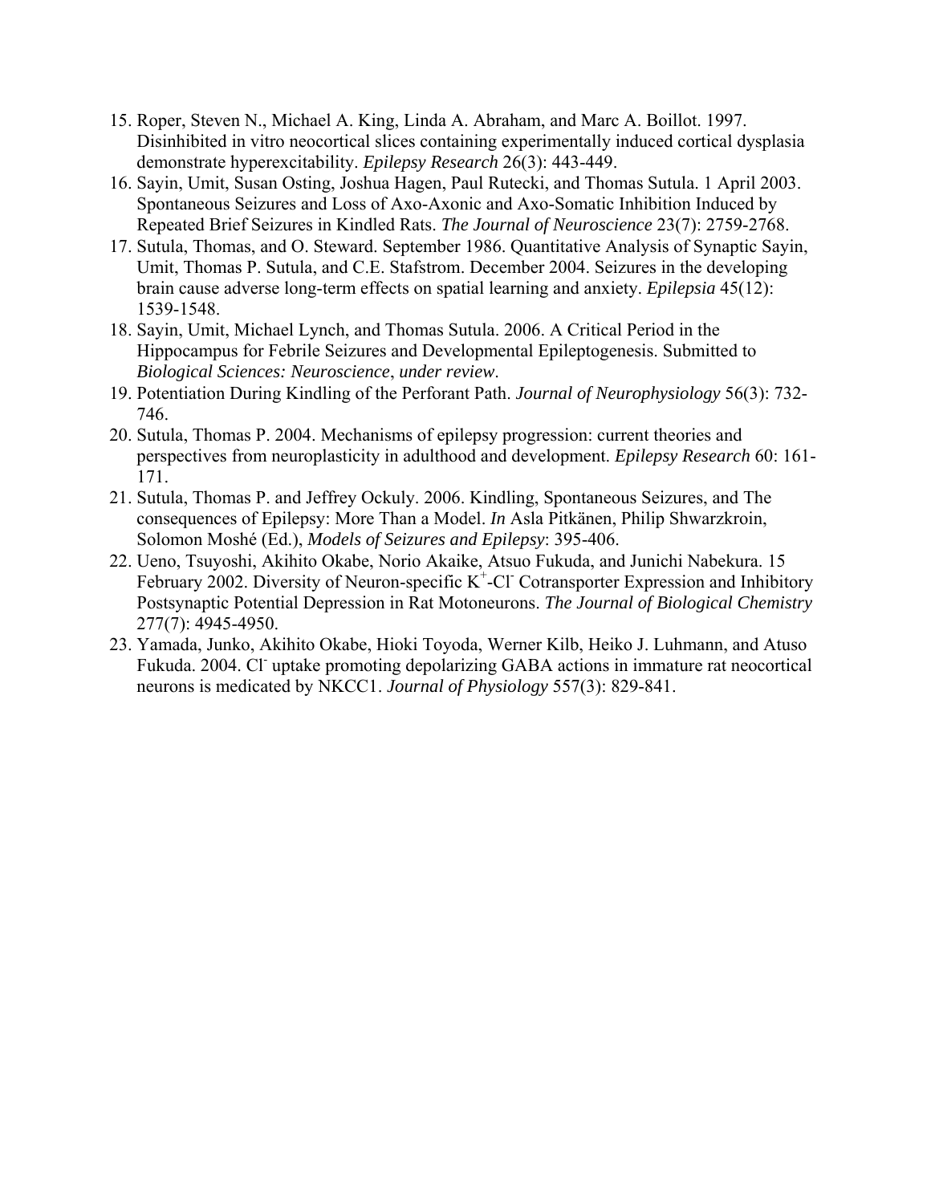15. Roper, Steven N., Michael A. King, Linda A. Abraham, and Marc A. Boillot. 1997. Disinhibited in vitro neocortical slices containing experimentally induced cortical dysplasia demonstrate hyperexcitability. *Epilepsy Research* 26(3): 443-449.
16. Sayin, Umit, Susan Osting, Joshua Hagen, Paul Rutecki, and Thomas Sutula. 1 April 2003. Spontaneous Seizures and Loss of Axo-Axonic and Axo-Somatic Inhibition Induced by Repeated Brief Seizures in Kindled Rats. *The Journal of Neuroscience* 23(7): 2759-2768.
17. Sutula, Thomas, and O. Steward. September 1986. Quantitative Analysis of Synaptic Sayin, Umit, Thomas P. Sutula, and C.E. Stafstrom. December 2004. Seizures in the developing brain cause adverse long-term effects on spatial learning and anxiety. *Epilepsia* 45(12): 1539-1548.
18. Sayin, Umit, Michael Lynch, and Thomas Sutula. 2006. A Critical Period in the Hippocampus for Febrile Seizures and Developmental Epileptogenesis. Submitted to *Biological Sciences: Neuroscience*, *under review*.
19. Potentiation During Kindling of the Perforant Path. *Journal of Neurophysiology* 56(3): 732-746.
20. Sutula, Thomas P. 2004. Mechanisms of epilepsy progression: current theories and perspectives from neuroplasticity in adulthood and development. *Epilepsy Research* 60: 161-171.
21. Sutula, Thomas P. and Jeffrey Ockuly. 2006. Kindling, Spontaneous Seizures, and The consequences of Epilepsy: More Than a Model. *In* Asla Pitkänen, Philip Shwarzkroin, Solomon Moshé (Ed.), *Models of Seizures and Epilepsy*: 395-406.
22. Ueno, Tsuyoshi, Akihito Okabe, Norio Akaike, Atsuo Fukuda, and Junichi Nabekura. 15 February 2002. Diversity of Neuron-specific $K^+$-$Cl^-$ Cotransporter Expression and Inhibitory Postsynaptic Potential Depression in Rat Motoneurons. *The Journal of Biological Chemistry* 277(7): 4945-4950.
23. Yamada, Junko, Akihito Okabe, Hioki Toyoda, Werner Kilb, Heiko J. Luhmann, and Atuso Fukuda. 2004. $Cl^-$ uptake promoting depolarizing GABA actions in immature rat neocortical neurons is medicated by NKCC1. *Journal of Physiology* 557(3): 829-841.